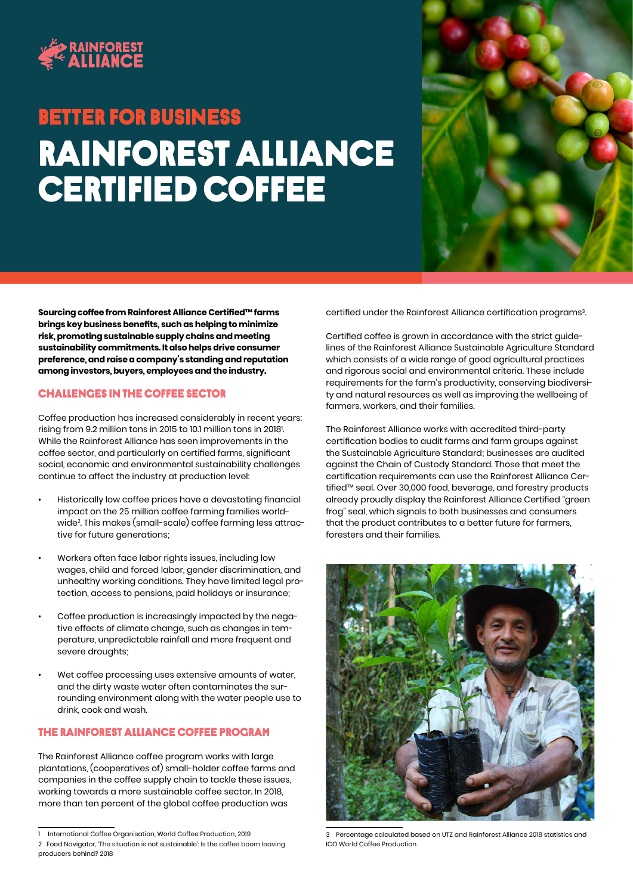# BETTER FOR BUSINESS

# RAINFOREST ALLIANCE CERTIFIED COFFEE

**Sourcing coffee from Rainforest Alliance Certified™ farms brings key business benefits, such as helping to minimize risk, promoting sustainable supply chains and meeting sustainability commitments. It also helps drive consumer preference, and raise a company's standing and reputation among investors, buyers, employees and the industry.**

## CHALLENGES IN THE COFFEE SECTOR

Coffee production has increased considerably in recent years: rising from 9.2 million tons in 2015 to 10.1 million tons in 2018[1]. While the Rainforest Alliance has seen improvements in the coffee sector, and particularly on certified farms, significant social, economic and environmental sustainability challenges continue to affect the industry at production level:

- Historically low coffee prices have a devastating financial impact on the 25 million coffee farming families worldwide[2]. This makes (small-scale) coffee farming less attractive for future generations;
- Workers often face labor rights issues, including low wages, child and forced labor, gender discrimination, and unhealthy working conditions. They have limited legal protection, access to pensions, paid holidays or insurance;
- Coffee production is increasingly impacted by the negative effects of climate change, such as changes in temperature, unpredictable rainfall and more frequent and severe droughts;
- Wet coffee processing uses extensive amounts of water, and the dirty waste water often contaminates the surrounding environment along with the water people use to drink, cook and wash.

## THE RAINFOREST ALLIANCE COFFEE PROGRAM

The Rainforest Alliance coffee program works with large plantations, (cooperatives of) small-holder coffee farms and companies in the coffee supply chain to tackle these issues, working towards a more sustainable coffee sector. In 2018, more than ten percent of the global coffee production was certified under the Rainforest Alliance certification programs[3].

Certified coffee is grown in accordance with the strict guidelines of the Rainforest Alliance Sustainable Agriculture Standard which consists of a wide range of good agricultural practices and rigorous social and environmental criteria. These include requirements for the farm's productivity, conserving biodiversity and natural resources as well as improving the wellbeing of farmers, workers, and their families.

The Rainforest Alliance works with accredited third-party certification bodies to audit farms and farm groups against the Sustainable Agriculture Standard; businesses are audited against the Chain of Custody Standard. Those that meet the certification requirements can use the Rainforest Alliance Certified™ seal. Over 30,000 food, beverage, and forestry products already proudly display the Rainforest Alliance Certified "green frog" seal, which signals to both businesses and consumers that the product contributes to a better future for farmers, foresters and their families.

1 International Coffee Organisation, World Coffee Production, 2019

2 Food Navigator, 'The situation is not sustainable': Is the coffee boom leaving producers behind? 2018

3 Percentage calculated based on UTZ and Rainforest Alliance 2018 statistics and ICO World Coffee Production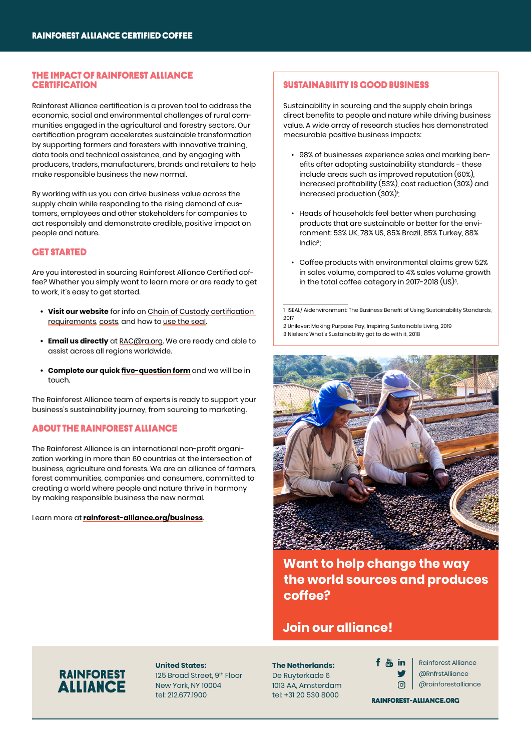## THE IMPACT OF RAINFOREST ALLIANCE CERTIFICATION

Rainforest Alliance certification is a proven tool to address the economic, social and environmental challenges of rural communities engaged in the agricultural and forestry sectors. Our certification program accelerates sustainable transformation by supporting farmers and foresters with innovative training, data tools and technical assistance, and by engaging with producers, traders, manufacturers, brands and retailers to help make responsible business the new normal.

By working with us you can drive business value across the supply chain while responding to the rising demand of customers, employees and other stakeholders for companies to act responsibly and demonstrate credible, positive impact on people and nature.

## GET STARTED

Are you interested in sourcing Rainforest Alliance Certified coffee? Whether you simply want to learn more or are ready to get to work, it's easy to get started.

- **Visit our website** for info on Chain of Custody certification requirements, costs, and how to use the seal.
- **Email us directly** at RAC@ra.org. We are ready and able to assist across all regions worldwide.
- **Complete our quick five-question form** and we will be in touch.

The Rainforest Alliance team of experts is ready to support your business's sustainability journey, from sourcing to marketing.

## ABOUT THE RAINFOREST ALLIANCE

The Rainforest Alliance is an international non-profit organization working in more than 60 countries at the intersection of business, agriculture and forests. We are an alliance of farmers, forest communities, companies and consumers, committed to creating a world where people and nature thrive in harmony by making responsible business the new normal.

Learn more at **rainforest-alliance.org/business**.

## SUSTAINABILITY IS GOOD BUSINESS

Sustainability in sourcing and the supply chain brings direct benefits to people and nature while driving business value. A wide array of research studies has demonstrated measurable positive business impacts:

- 98% of businesses experience sales and marking benefits after adopting sustainability standards - these include areas such as improved reputation (60%), increased profitability (53%), cost reduction (30%) and increased production (30%)[1];
- Heads of households feel better when purchasing products that are sustainable or better for the environment: 53% UK, 78% US, 85% Brazil, 85% Turkey, 88% India[2];
- Coffee products with environmental claims grew 52% in sales volume, compared to 4% sales volume growth in the total coffee category in 2017-2018 (US)[3].

1 ISEAL/ Aidenvironment: The Business Benefit of Using Sustainability Standards, 2017
2 Unilever: Making Purpose Pay, Inspiring Sustainable Living, 2019
3 Nielsen: What's Sustainability got to do with it, 2018

**Want to help change the way the world sources and produces coffee?**

**Join our alliance!**

RAINFOREST ALLIANCE

**United States:**
125 Broad Street, 9th Floor
New York, NY 10004
tel: 212.677.1900

**The Netherlands:**
De Ruyterkade 6
1013 AA, Amsterdam
tel: +31 20 530 8000

Rainforest Alliance
@RnfrstAlliance
@rainforestalliance

**RAINFOREST-ALLIANCE.ORG**